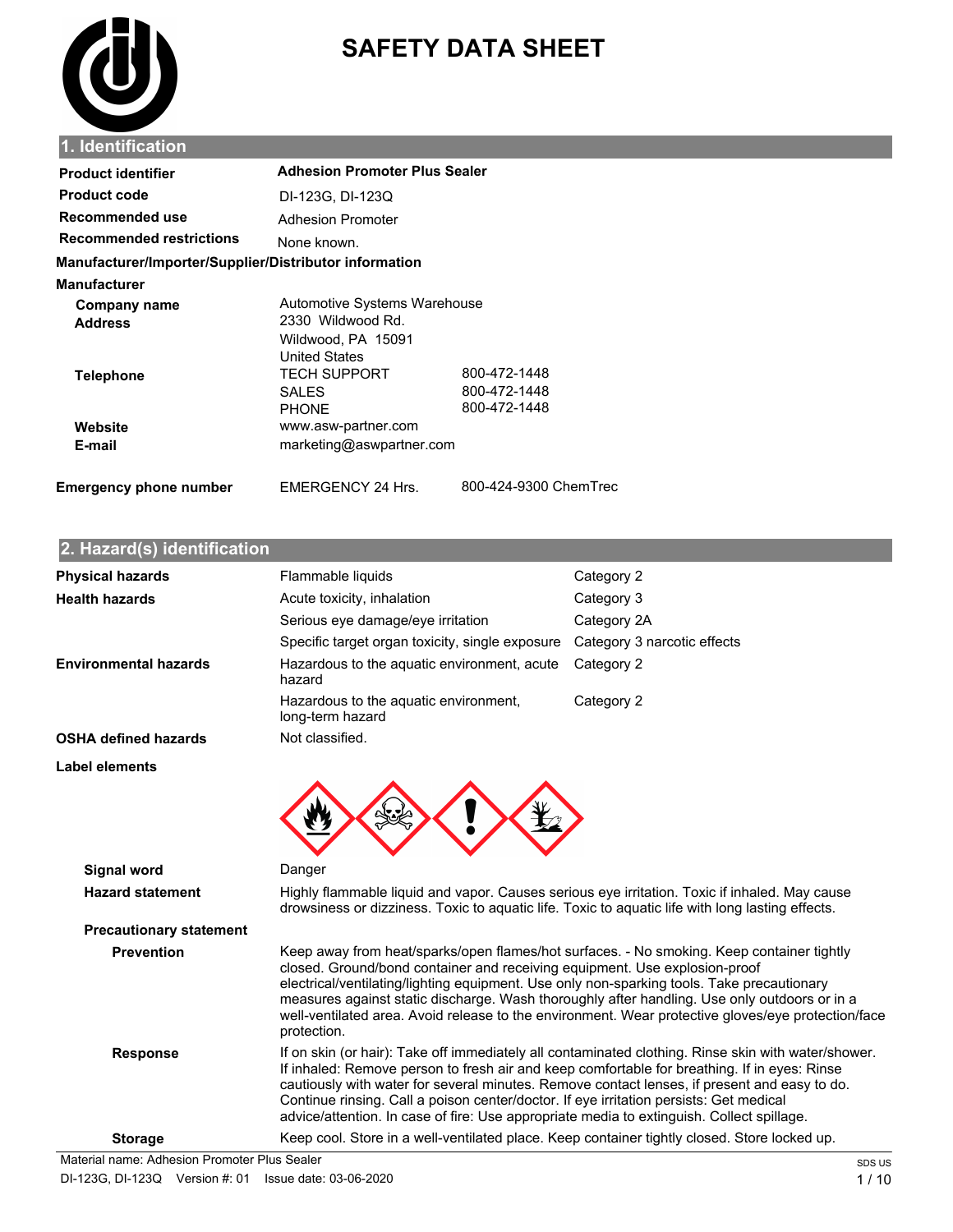# SAFETY DATA SHEET

## 1. Identification

| | |
|---|---|
| **Product identifier** | **Adhesion Promoter Plus Sealer** |
| **Product code** | DI-123G, DI-123Q |
| **Recommended use** | Adhesion Promoter |
| **Recommended restrictions** | None known. |

**Manufacturer/Importer/Supplier/Distributor information**

**Manufacturer**

| | | |
|---|---|---|
| **Company name** | Automotive Systems Warehouse | |
| **Address** | 2330 Wildwood Rd. | |
| | Wildwood, PA 15091 | |
| | United States | |
| **Telephone** | TECH SUPPORT | 800-472-1448 |
| | SALES | 800-472-1448 |
| | PHONE | 800-472-1448 |
| **Website** | www.asw-partner.com | |
| **E-mail** | marketing@aswpartner.com | |
| **Emergency phone number** | EMERGENCY 24 Hrs. | 800-424-9300 ChemTrec |

## 2. Hazard(s) identification

| | | |
|---|---|---|
| **Physical hazards** | Flammable liquids | Category 2 |
| **Health hazards** | Acute toxicity, inhalation | Category 3 |
| | Serious eye damage/eye irritation | Category 2A |
| | Specific target organ toxicity, single exposure | Category 3 narcotic effects |
| **Environmental hazards** | Hazardous to the aquatic environment, acute hazard | Category 2 |
| | Hazardous to the aquatic environment, long-term hazard | Category 2 |
| **OSHA defined hazards** | Not classified. | |

**Label elements**

**Signal word** Danger

**Hazard statement** Highly flammable liquid and vapor. Causes serious eye irritation. Toxic if inhaled. May cause drowsiness or dizziness. Toxic to aquatic life. Toxic to aquatic life with long lasting effects.

**Precautionary statement**

**Prevention** Keep away from heat/sparks/open flames/hot surfaces. - No smoking. Keep container tightly closed. Ground/bond container and receiving equipment. Use explosion-proof electrical/ventilating/lighting equipment. Use only non-sparking tools. Take precautionary measures against static discharge. Wash thoroughly after handling. Use only outdoors or in a well-ventilated area. Avoid release to the environment. Wear protective gloves/eye protection/face protection.

**Response** If on skin (or hair): Take off immediately all contaminated clothing. Rinse skin with water/shower. If inhaled: Remove person to fresh air and keep comfortable for breathing. If in eyes: Rinse cautiously with water for several minutes. Remove contact lenses, if present and easy to do. Continue rinsing. Call a poison center/doctor. If eye irritation persists: Get medical advice/attention. In case of fire: Use appropriate media to extinguish. Collect spillage.

**Storage** Keep cool. Store in a well-ventilated place. Keep container tightly closed. Store locked up.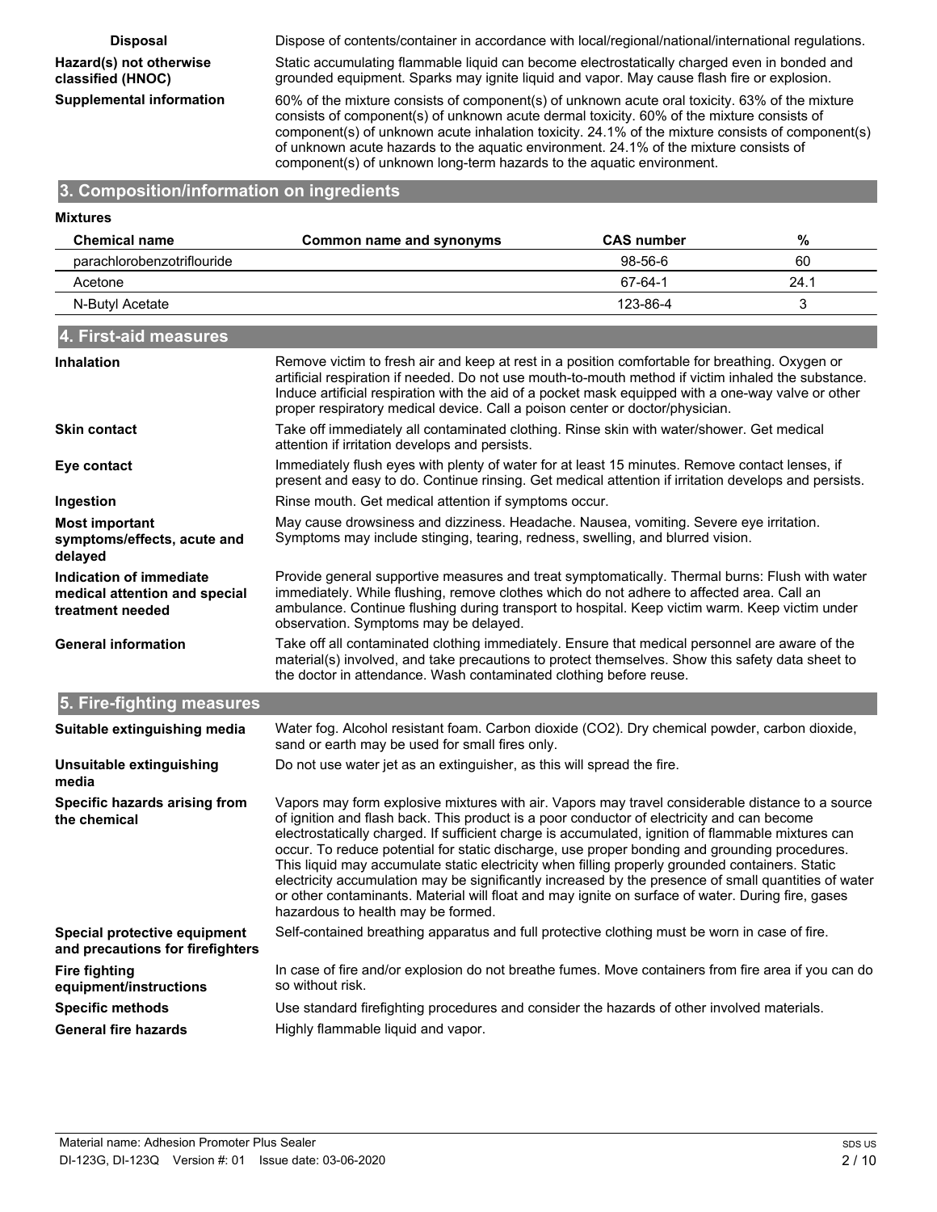**Disposal** Dispose of contents/container in accordance with local/regional/national/international regulations.

**Hazard(s) not otherwise classified (HNOC)** Static accumulating flammable liquid can become electrostatically charged even in bonded and grounded equipment. Sparks may ignite liquid and vapor. May cause flash fire or explosion.

**Supplemental information** 60% of the mixture consists of component(s) of unknown acute oral toxicity. 63% of the mixture consists of component(s) of unknown acute dermal toxicity. 60% of the mixture consists of component(s) of unknown acute inhalation toxicity. 24.1% of the mixture consists of component(s) of unknown acute hazards to the aquatic environment. 24.1% of the mixture consists of component(s) of unknown long-term hazards to the aquatic environment.

## 3. Composition/information on ingredients

**Mixtures**

| Chemical name | Common name and synonyms | CAS number | % |
|---|---|---|---|
| parachlorobenzotriflouride | | 98-56-6 | 60 |
| Acetone | | 67-64-1 | 24.1 |
| N-Butyl Acetate | | 123-86-4 | 3 |

## 4. First-aid measures

**Inhalation** Remove victim to fresh air and keep at rest in a position comfortable for breathing. Oxygen or artificial respiration if needed. Do not use mouth-to-mouth method if victim inhaled the substance. Induce artificial respiration with the aid of a pocket mask equipped with a one-way valve or other proper respiratory medical device. Call a poison center or doctor/physician.

**Skin contact** Take off immediately all contaminated clothing. Rinse skin with water/shower. Get medical attention if irritation develops and persists.

**Eye contact** Immediately flush eyes with plenty of water for at least 15 minutes. Remove contact lenses, if present and easy to do. Continue rinsing. Get medical attention if irritation develops and persists.

**Ingestion** Rinse mouth. Get medical attention if symptoms occur.

**Most important symptoms/effects, acute and delayed** May cause drowsiness and dizziness. Headache. Nausea, vomiting. Severe eye irritation. Symptoms may include stinging, tearing, redness, swelling, and blurred vision.

**Indication of immediate medical attention and special treatment needed** Provide general supportive measures and treat symptomatically. Thermal burns: Flush with water immediately. While flushing, remove clothes which do not adhere to affected area. Call an ambulance. Continue flushing during transport to hospital. Keep victim warm. Keep victim under observation. Symptoms may be delayed.

**General information** Take off all contaminated clothing immediately. Ensure that medical personnel are aware of the material(s) involved, and take precautions to protect themselves. Show this safety data sheet to the doctor in attendance. Wash contaminated clothing before reuse.

## 5. Fire-fighting measures

**Suitable extinguishing media** Water fog. Alcohol resistant foam. Carbon dioxide ($CO_2$). Dry chemical powder, carbon dioxide, sand or earth may be used for small fires only.

**Unsuitable extinguishing media** Do not use water jet as an extinguisher, as this will spread the fire.

**Specific hazards arising from the chemical** Vapors may form explosive mixtures with air. Vapors may travel considerable distance to a source of ignition and flash back. This product is a poor conductor of electricity and can become electrostatically charged. If sufficient charge is accumulated, ignition of flammable mixtures can occur. To reduce potential for static discharge, use proper bonding and grounding procedures. This liquid may accumulate static electricity when filling properly grounded containers. Static electricity accumulation may be significantly increased by the presence of small quantities of water or other contaminants. Material will float and may ignite on surface of water. During fire, gases hazardous to health may be formed.

**Special protective equipment and precautions for firefighters** Self-contained breathing apparatus and full protective clothing must be worn in case of fire.

**Fire fighting equipment/instructions** In case of fire and/or explosion do not breathe fumes. Move containers from fire area if you can do so without risk.

**Specific methods** Use standard firefighting procedures and consider the hazards of other involved materials.

**General fire hazards** Highly flammable liquid and vapor.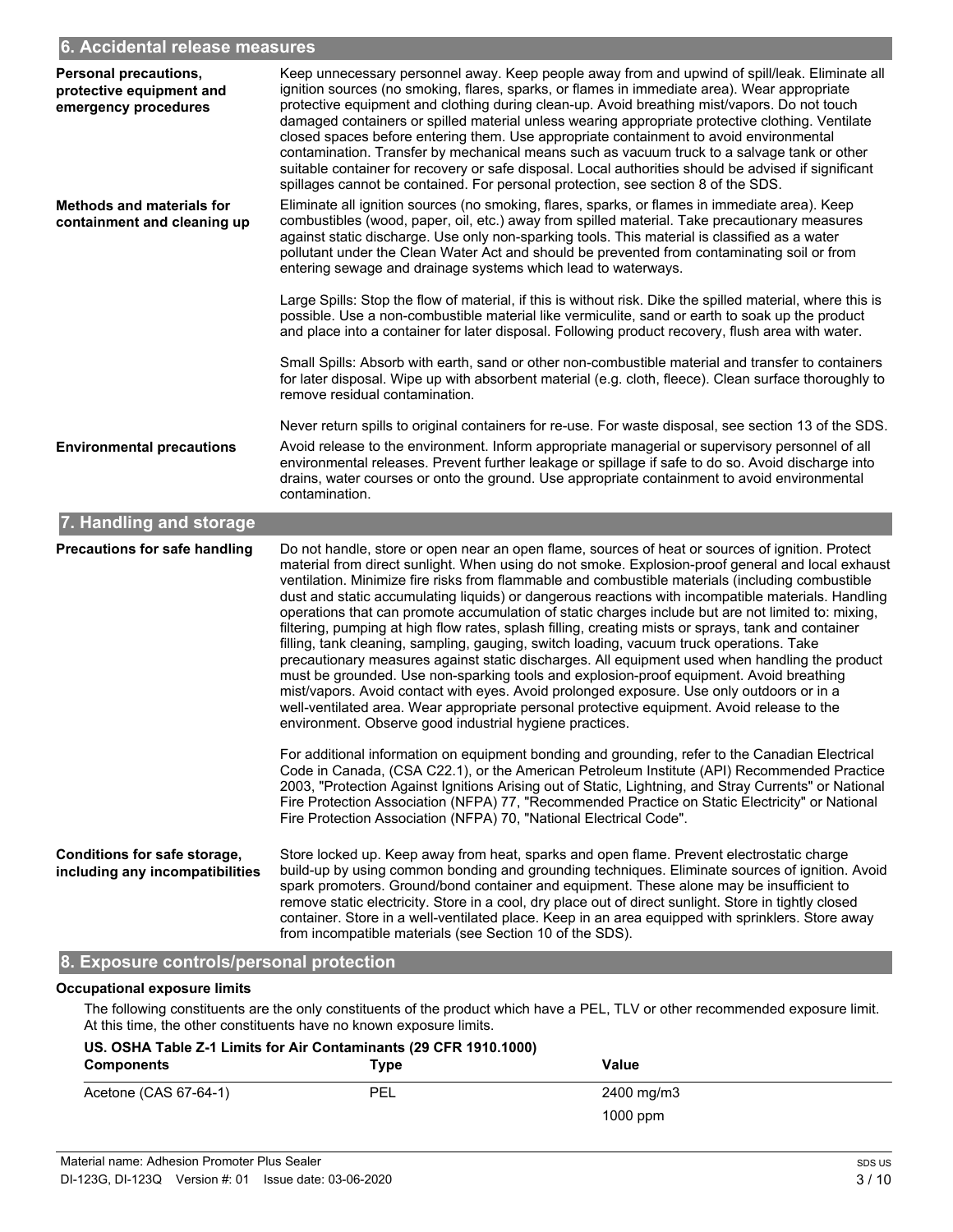## 6. Accidental release measures

**Personal precautions, protective equipment and emergency procedures**

Keep unnecessary personnel away. Keep people away from and upwind of spill/leak. Eliminate all ignition sources (no smoking, flares, sparks, or flames in immediate area). Wear appropriate protective equipment and clothing during clean-up. Avoid breathing mist/vapors. Do not touch damaged containers or spilled material unless wearing appropriate protective clothing. Ventilate closed spaces before entering them. Use appropriate containment to avoid environmental contamination. Transfer by mechanical means such as vacuum truck to a salvage tank or other suitable container for recovery or safe disposal. Local authorities should be advised if significant spillages cannot be contained. For personal protection, see section 8 of the SDS.

**Methods and materials for containment and cleaning up**

Eliminate all ignition sources (no smoking, flares, sparks, or flames in immediate area). Keep combustibles (wood, paper, oil, etc.) away from spilled material. Take precautionary measures against static discharge. Use only non-sparking tools. This material is classified as a water pollutant under the Clean Water Act and should be prevented from contaminating soil or from entering sewage and drainage systems which lead to waterways.

Large Spills: Stop the flow of material, if this is without risk. Dike the spilled material, where this is possible. Use a non-combustible material like vermiculite, sand or earth to soak up the product and place into a container for later disposal. Following product recovery, flush area with water.

Small Spills: Absorb with earth, sand or other non-combustible material and transfer to containers for later disposal. Wipe up with absorbent material (e.g. cloth, fleece). Clean surface thoroughly to remove residual contamination.

Never return spills to original containers for re-use. For waste disposal, see section 13 of the SDS.

**Environmental precautions**

Avoid release to the environment. Inform appropriate managerial or supervisory personnel of all environmental releases. Prevent further leakage or spillage if safe to do so. Avoid discharge into drains, water courses or onto the ground. Use appropriate containment to avoid environmental contamination.

## 7. Handling and storage

**Precautions for safe handling**

Do not handle, store or open near an open flame, sources of heat or sources of ignition. Protect material from direct sunlight. When using do not smoke. Explosion-proof general and local exhaust ventilation. Minimize fire risks from flammable and combustible materials (including combustible dust and static accumulating liquids) or dangerous reactions with incompatible materials. Handling operations that can promote accumulation of static charges include but are not limited to: mixing, filtering, pumping at high flow rates, splash filling, creating mists or sprays, tank and container filling, tank cleaning, sampling, gauging, switch loading, vacuum truck operations. Take precautionary measures against static discharges. All equipment used when handling the product must be grounded. Use non-sparking tools and explosion-proof equipment. Avoid breathing mist/vapors. Avoid contact with eyes. Avoid prolonged exposure. Use only outdoors or in a well-ventilated area. Wear appropriate personal protective equipment. Avoid release to the environment. Observe good industrial hygiene practices.

For additional information on equipment bonding and grounding, refer to the Canadian Electrical Code in Canada, (CSA C22.1), or the American Petroleum Institute (API) Recommended Practice 2003, "Protection Against Ignitions Arising out of Static, Lightning, and Stray Currents" or National Fire Protection Association (NFPA) 77, "Recommended Practice on Static Electricity" or National Fire Protection Association (NFPA) 70, "National Electrical Code".

**Conditions for safe storage, including any incompatibilities**

Store locked up. Keep away from heat, sparks and open flame. Prevent electrostatic charge build-up by using common bonding and grounding techniques. Eliminate sources of ignition. Avoid spark promoters. Ground/bond container and equipment. These alone may be insufficient to remove static electricity. Store in a cool, dry place out of direct sunlight. Store in tightly closed container. Store in a well-ventilated place. Keep in an area equipped with sprinklers. Store away from incompatible materials (see Section 10 of the SDS).

## 8. Exposure controls/personal protection

**Occupational exposure limits**

The following constituents are the only constituents of the product which have a PEL, TLV or other recommended exposure limit. At this time, the other constituents have no known exposure limits.

**US. OSHA Table Z-1 Limits for Air Contaminants (29 CFR 1910.1000)**

| Components | Type | Value |
|---|---|---|
| Acetone (CAS 67-64-1) | PEL | 2400 mg/m3 |
| | | 1000 ppm |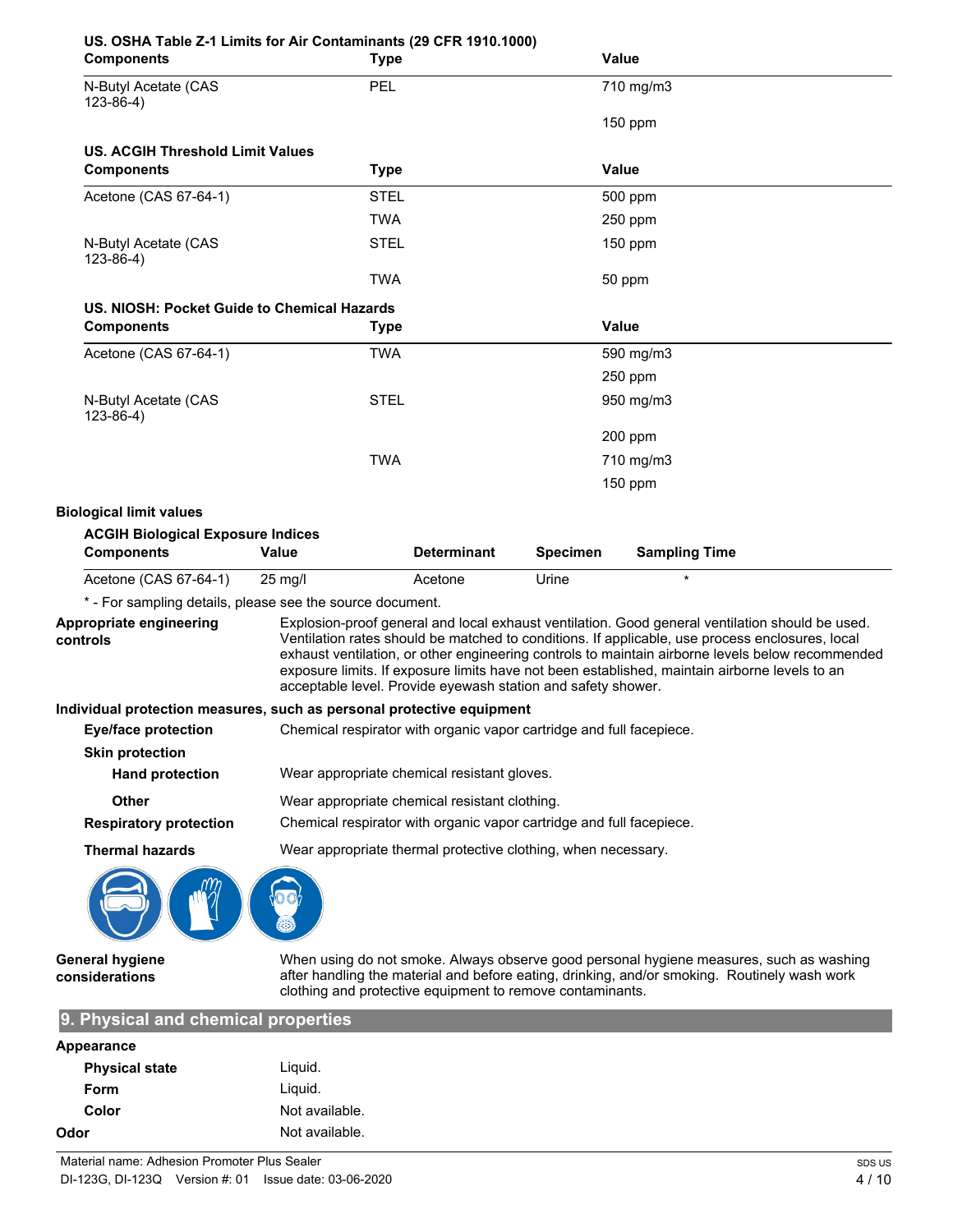**US. OSHA Table Z-1 Limits for Air Contaminants (29 CFR 1910.1000)**

| Components | Type | Value |
|---|---|---|
| N-Butyl Acetate (CAS 123-86-4) | PEL | 710 mg/m3 |
| | | 150 ppm |

**US. ACGIH Threshold Limit Values**

| Components | Type | Value |
|---|---|---|
| Acetone (CAS 67-64-1) | STEL | 500 ppm |
| | TWA | 250 ppm |
| N-Butyl Acetate (CAS 123-86-4) | STEL | 150 ppm |
| | TWA | 50 ppm |

**US. NIOSH: Pocket Guide to Chemical Hazards**

| Components | Type | Value |
|---|---|---|
| Acetone (CAS 67-64-1) | TWA | 590 mg/m3 |
| | | 250 ppm |
| N-Butyl Acetate (CAS 123-86-4) | STEL | 950 mg/m3 |
| | | 200 ppm |
| | TWA | 710 mg/m3 |
| | | 150 ppm |

**Biological limit values**

**ACGIH Biological Exposure Indices**

| Components | Value | Determinant | Specimen | Sampling Time |
|---|---|---|---|---|
| Acetone (CAS 67-64-1) | 25 mg/l | Acetone | Urine | * |

* - For sampling details, please see the source document.

**Appropriate engineering controls** Explosion-proof general and local exhaust ventilation. Good general ventilation should be used. Ventilation rates should be matched to conditions. If applicable, use process enclosures, local exhaust ventilation, or other engineering controls to maintain airborne levels below recommended exposure limits. If exposure limits have not been established, maintain airborne levels to an acceptable level. Provide eyewash station and safety shower.

**Individual protection measures, such as personal protective equipment**

**Eye/face protection** Chemical respirator with organic vapor cartridge and full facepiece.

**Skin protection**

**Hand protection** Wear appropriate chemical resistant gloves.

**Other** Wear appropriate chemical resistant clothing.

**Respiratory protection** Chemical respirator with organic vapor cartridge and full facepiece.

**Thermal hazards** Wear appropriate thermal protective clothing, when necessary.

**General hygiene considerations** When using do not smoke. Always observe good personal hygiene measures, such as washing after handling the material and before eating, drinking, and/or smoking. Routinely wash work clothing and protective equipment to remove contaminants.

## 9. Physical and chemical properties

**Appearance**

**Physical state** Liquid.

**Form** Liquid.

**Color** Not available.

**Odor** Not available.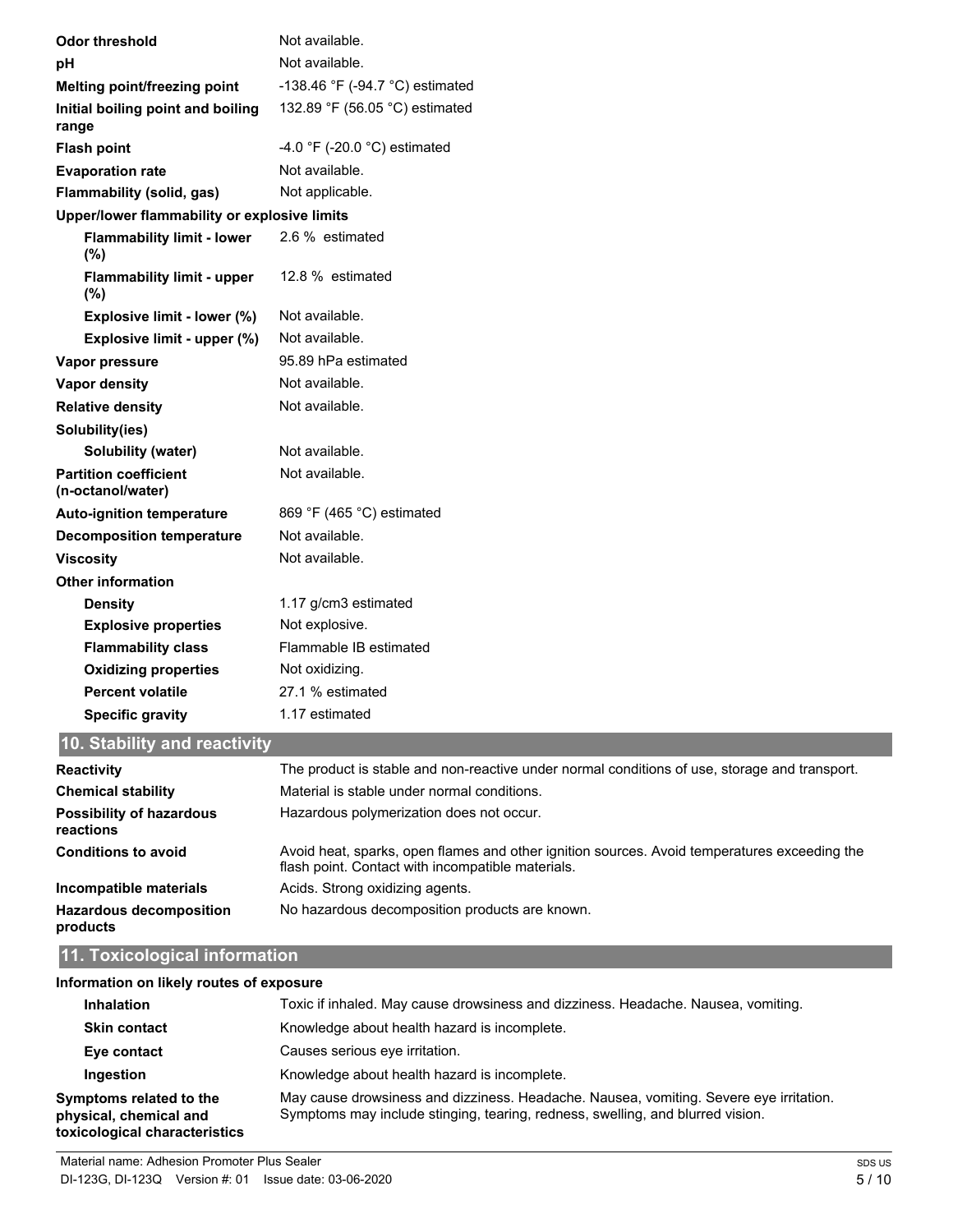| | |
|---|---|
| **Odor threshold** | Not available. |
| **pH** | Not available. |
| **Melting point/freezing point** | -138.46 °F (-94.7 °C) estimated |
| **Initial boiling point and boiling range** | 132.89 °F (56.05 °C) estimated |
| **Flash point** | -4.0 °F (-20.0 °C) estimated |
| **Evaporation rate** | Not available. |
| **Flammability (solid, gas)** | Not applicable. |
| **Upper/lower flammability or explosive limits** | |
| **Flammability limit - lower (%)** | 2.6 % estimated |
| **Flammability limit - upper (%)** | 12.8 % estimated |
| **Explosive limit - lower (%)** | Not available. |
| **Explosive limit - upper (%)** | Not available. |
| **Vapor pressure** | 95.89 hPa estimated |
| **Vapor density** | Not available. |
| **Relative density** | Not available. |
| **Solubility(ies)** | |
| **Solubility (water)** | Not available. |
| **Partition coefficient (n-octanol/water)** | Not available. |
| **Auto-ignition temperature** | 869 °F (465 °C) estimated |
| **Decomposition temperature** | Not available. |
| **Viscosity** | Not available. |
| **Other information** | |
| **Density** | 1.17 g/cm3 estimated |
| **Explosive properties** | Not explosive. |
| **Flammability class** | Flammable IB estimated |
| **Oxidizing properties** | Not oxidizing. |
| **Percent volatile** | 27.1 % estimated |
| **Specific gravity** | 1.17 estimated |

## 10. Stability and reactivity

| | |
|---|---|
| **Reactivity** | The product is stable and non-reactive under normal conditions of use, storage and transport. |
| **Chemical stability** | Material is stable under normal conditions. |
| **Possibility of hazardous reactions** | Hazardous polymerization does not occur. |
| **Conditions to avoid** | Avoid heat, sparks, open flames and other ignition sources. Avoid temperatures exceeding the flash point. Contact with incompatible materials. |
| **Incompatible materials** | Acids. Strong oxidizing agents. |
| **Hazardous decomposition products** | No hazardous decomposition products are known. |

## 11. Toxicological information

**Information on likely routes of exposure**

| | |
|---|---|
| **Inhalation** | Toxic if inhaled. May cause drowsiness and dizziness. Headache. Nausea, vomiting. |
| **Skin contact** | Knowledge about health hazard is incomplete. |
| **Eye contact** | Causes serious eye irritation. |
| **Ingestion** | Knowledge about health hazard is incomplete. |
| **Symptoms related to the physical, chemical and toxicological characteristics** | May cause drowsiness and dizziness. Headache. Nausea, vomiting. Severe eye irritation. Symptoms may include stinging, tearing, redness, swelling, and blurred vision. |

Material name: Adhesion Promoter Plus Sealer
DI-123G, DI-123Q Version #: 01 Issue date: 03-06-2020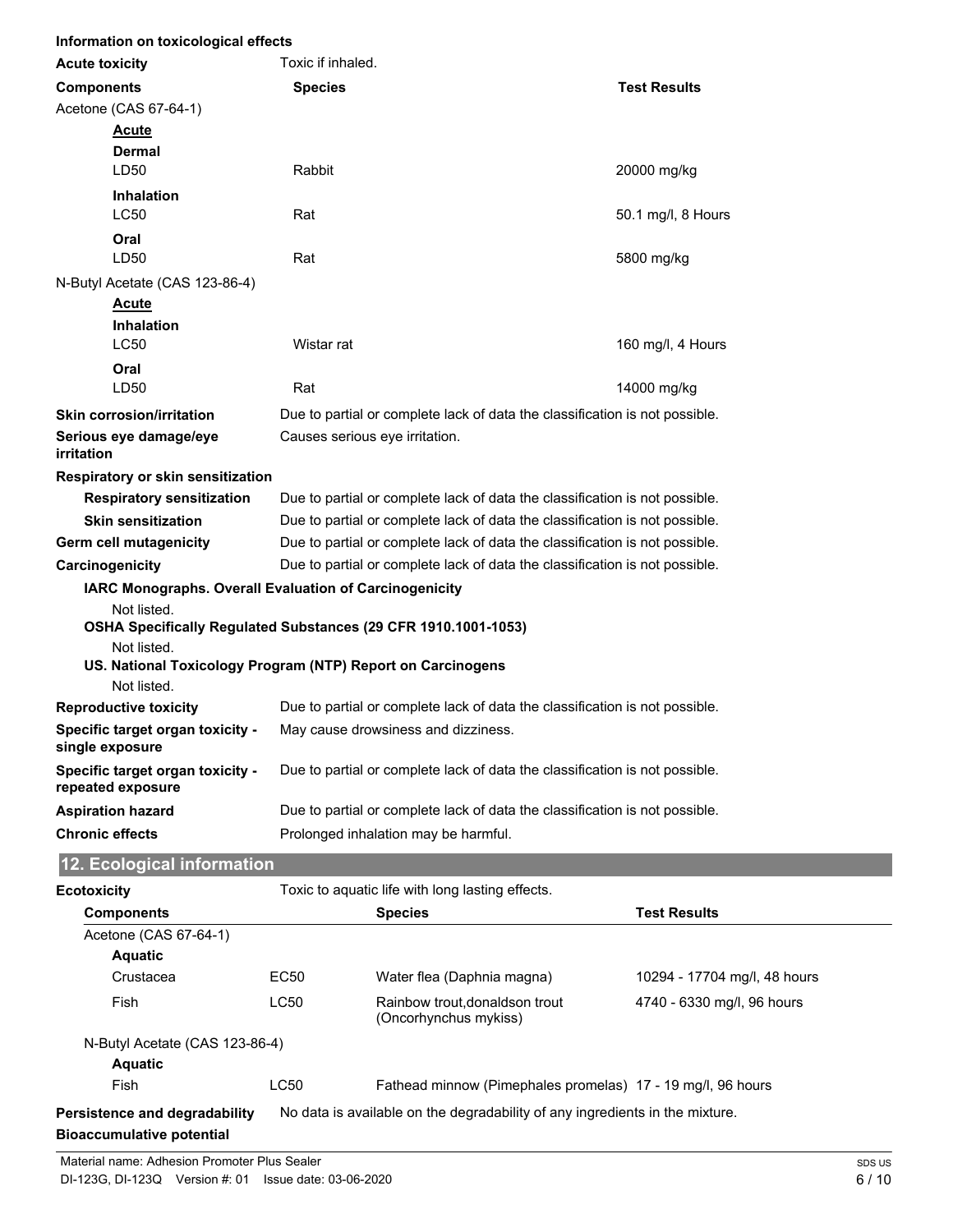**Information on toxicological effects**

**Acute toxicity** Toxic if inhaled.

| Components | Species | Test Results |
|---|---|---|
| Acetone (CAS 67-64-1) | | |
| **Acute** | | |
| **Dermal** | | |
| LD50 | Rabbit | 20000 mg/kg |
| **Inhalation** | | |
| LC50 | Rat | 50.1 mg/l, 8 Hours |
| **Oral** | | |
| LD50 | Rat | 5800 mg/kg |
| N-Butyl Acetate (CAS 123-86-4) | | |
| **Acute** | | |
| **Inhalation** | | |
| LC50 | Wistar rat | 160 mg/l, 4 Hours |
| **Oral** | | |
| LD50 | Rat | 14000 mg/kg |

**Skin corrosion/irritation** Due to partial or complete lack of data the classification is not possible.

**Serious eye damage/eye irritation** Causes serious eye irritation.

**Respiratory or skin sensitization**

**Respiratory sensitization** Due to partial or complete lack of data the classification is not possible.

**Skin sensitization** Due to partial or complete lack of data the classification is not possible.

**Germ cell mutagenicity** Due to partial or complete lack of data the classification is not possible.

**Carcinogenicity** Due to partial or complete lack of data the classification is not possible.

**IARC Monographs. Overall Evaluation of Carcinogenicity**

Not listed.

**OSHA Specifically Regulated Substances (29 CFR 1910.1001-1053)**

Not listed.

**US. National Toxicology Program (NTP) Report on Carcinogens**

Not listed.

**Reproductive toxicity** Due to partial or complete lack of data the classification is not possible.

**Specific target organ toxicity - single exposure** May cause drowsiness and dizziness.

**Specific target organ toxicity - repeated exposure** Due to partial or complete lack of data the classification is not possible.

**Aspiration hazard** Due to partial or complete lack of data the classification is not possible.

**Chronic effects** Prolonged inhalation may be harmful.

## 12. Ecological information

**Ecotoxicity** Toxic to aquatic life with long lasting effects.

| Components | | Species | Test Results |
|---|---|---|---|
| Acetone (CAS 67-64-1) | | | |
| **Aquatic** | | | |
| Crustacea | EC50 | Water flea (Daphnia magna) | 10294 - 17704 mg/l, 48 hours |
| Fish | LC50 | Rainbow trout,donaldson trout (Oncorhynchus mykiss) | 4740 - 6330 mg/l, 96 hours |
| N-Butyl Acetate (CAS 123-86-4) | | | |
| **Aquatic** | | | |
| Fish | LC50 | Fathead minnow (Pimephales promelas) | 17 - 19 mg/l, 96 hours |

**Persistence and degradability** No data is available on the degradability of any ingredients in the mixture.

**Bioaccumulative potential**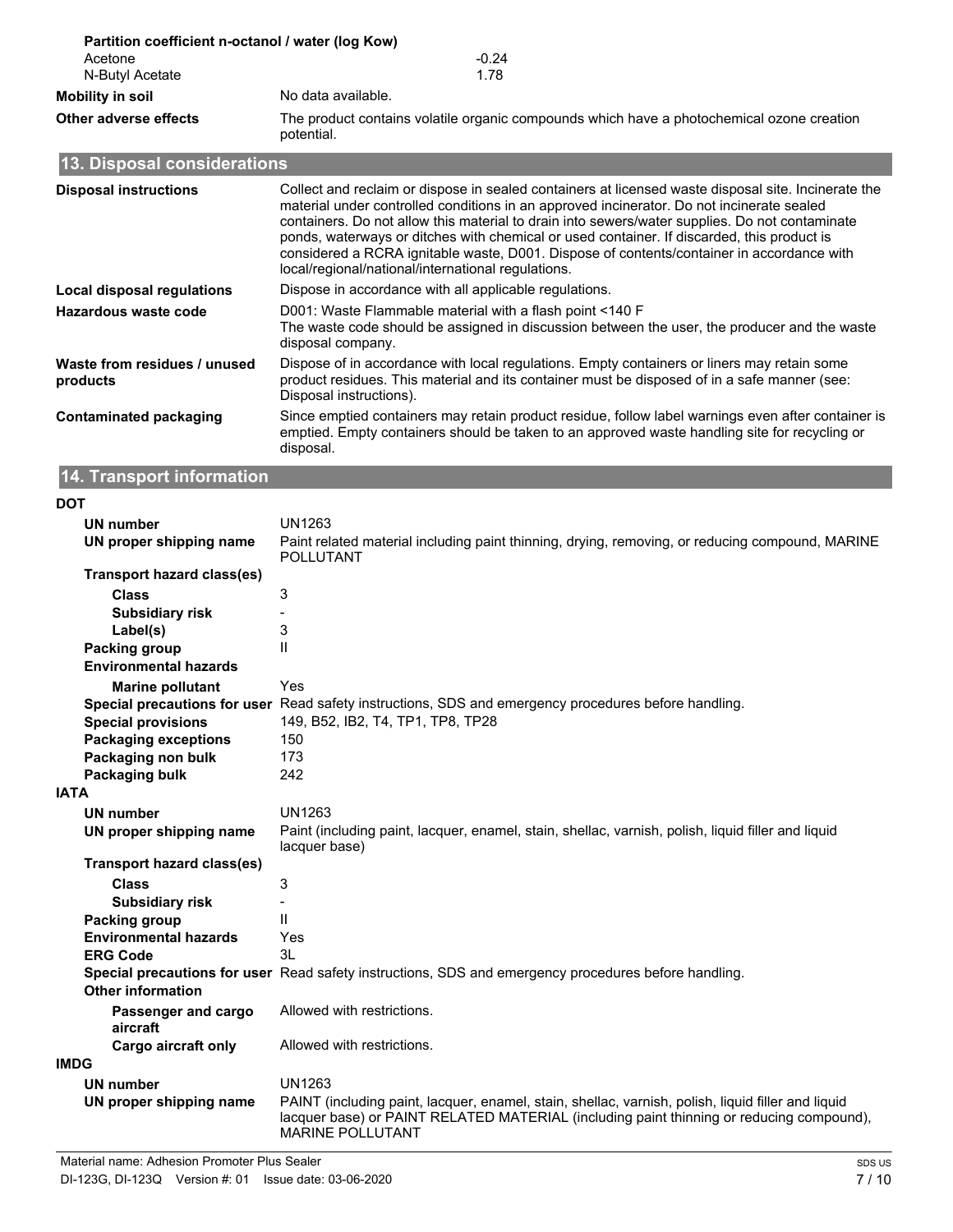**Partition coefficient n-octanol / water (log Kow)**

| | |
|---|---|
| Acetone | -0.24 |
| N-Butyl Acetate | 1.78 |

**Mobility in soil** No data available.

**Other adverse effects** The product contains volatile organic compounds which have a photochemical ozone creation potential.

## 13. Disposal considerations

**Disposal instructions** Collect and reclaim or dispose in sealed containers at licensed waste disposal site. Incinerate the material under controlled conditions in an approved incinerator. Do not incinerate sealed containers. Do not allow this material to drain into sewers/water supplies. Do not contaminate ponds, waterways or ditches with chemical or used container. If discarded, this product is considered a RCRA ignitable waste, D001. Dispose of contents/container in accordance with local/regional/national/international regulations.

**Local disposal regulations** Dispose in accordance with all applicable regulations.

**Hazardous waste code** D001: Waste Flammable material with a flash point <140 F
The waste code should be assigned in discussion between the user, the producer and the waste disposal company.

**Waste from residues / unused products** Dispose of in accordance with local regulations. Empty containers or liners may retain some product residues. This material and its container must be disposed of in a safe manner (see: Disposal instructions).

**Contaminated packaging** Since emptied containers may retain product residue, follow label warnings even after container is emptied. Empty containers should be taken to an approved waste handling site for recycling or disposal.

## 14. Transport information

**DOT**

| | |
|---|---|
| **UN number** | UN1263 |
| **UN proper shipping name** | Paint related material including paint thinning, drying, removing, or reducing compound, MARINE POLLUTANT |
| **Transport hazard class(es)** | |
| **Class** | 3 |
| **Subsidiary risk** | - |
| **Label(s)** | 3 |
| **Packing group** | II |
| **Environmental hazards** | |
| **Marine pollutant** | Yes |
| **Special precautions for user** | Read safety instructions, SDS and emergency procedures before handling. |
| **Special provisions** | 149, B52, IB2, T4, TP1, TP8, TP28 |
| **Packaging exceptions** | 150 |
| **Packaging non bulk** | 173 |
| **Packaging bulk** | 242 |

**IATA**

| | |
|---|---|
| **UN number** | UN1263 |
| **UN proper shipping name** | Paint (including paint, lacquer, enamel, stain, shellac, varnish, polish, liquid filler and liquid lacquer base) |
| **Transport hazard class(es)** | |
| **Class** | 3 |
| **Subsidiary risk** | - |
| **Packing group** | II |
| **Environmental hazards** | Yes |
| **ERG Code** | 3L |
| **Special precautions for user** | Read safety instructions, SDS and emergency procedures before handling. |
| **Other information** | |
| **Passenger and cargo aircraft** | Allowed with restrictions. |
| **Cargo aircraft only** | Allowed with restrictions. |

**IMDG**

| | |
|---|---|
| **UN number** | UN1263 |
| **UN proper shipping name** | PAINT (including paint, lacquer, enamel, stain, shellac, varnish, polish, liquid filler and liquid lacquer base) or PAINT RELATED MATERIAL (including paint thinning or reducing compound), MARINE POLLUTANT |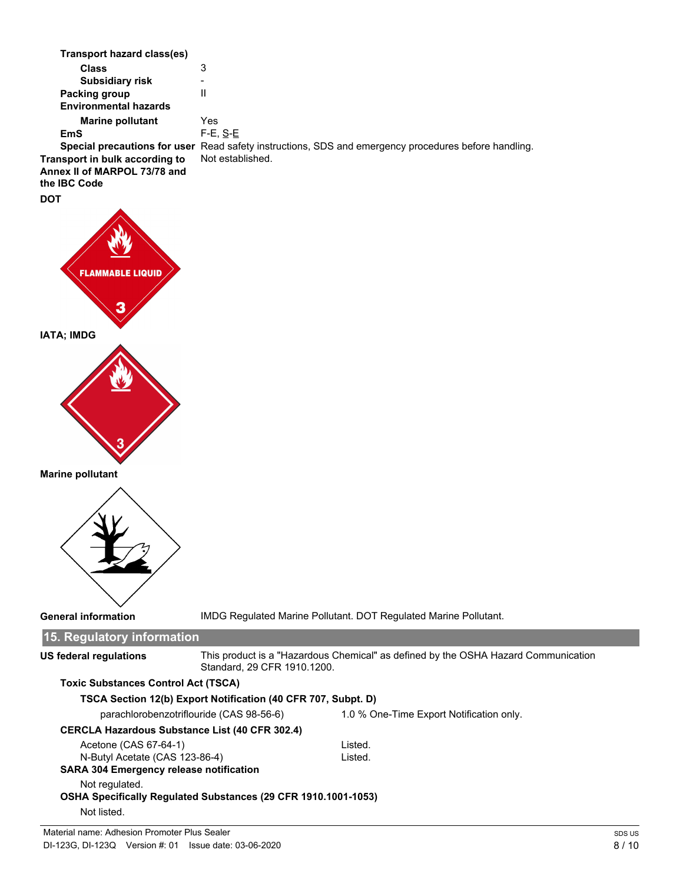**Transport hazard class(es)**

| | |
|---|---|
| **Class** | 3 |
| **Subsidiary risk** | - |
| **Packing group** | II |
| **Environmental hazards** | |
| **Marine pollutant** | Yes |
| **EmS** | F-E, S-E |
| **Special precautions for user** | Read safety instructions, SDS and emergency procedures before handling. |
| **Transport in bulk according to Annex II of MARPOL 73/78 and the IBC Code** | Not established. |

**DOT**

**IATA; IMDG**

**Marine pollutant**

**General information** IMDG Regulated Marine Pollutant. DOT Regulated Marine Pollutant.

## 15. Regulatory information

**US federal regulations** This product is a "Hazardous Chemical" as defined by the OSHA Hazard Communication Standard, 29 CFR 1910.1200.

**Toxic Substances Control Act (TSCA)**

**TSCA Section 12(b) Export Notification (40 CFR 707, Subpt. D)**

| | |
|---|---|
| parachlorobenzotriflouride (CAS 98-56-6) | 1.0 % One-Time Export Notification only. |

**CERCLA Hazardous Substance List (40 CFR 302.4)**

| | |
|---|---|
| Acetone (CAS 67-64-1) | Listed. |
| N-Butyl Acetate (CAS 123-86-4) | Listed. |

**SARA 304 Emergency release notification**

Not regulated.

**OSHA Specifically Regulated Substances (29 CFR 1910.1001-1053)**

Not listed.

Material name: Adhesion Promoter Plus Sealer

DI-123G, DI-123Q Version #: 01 Issue date: 03-06-2020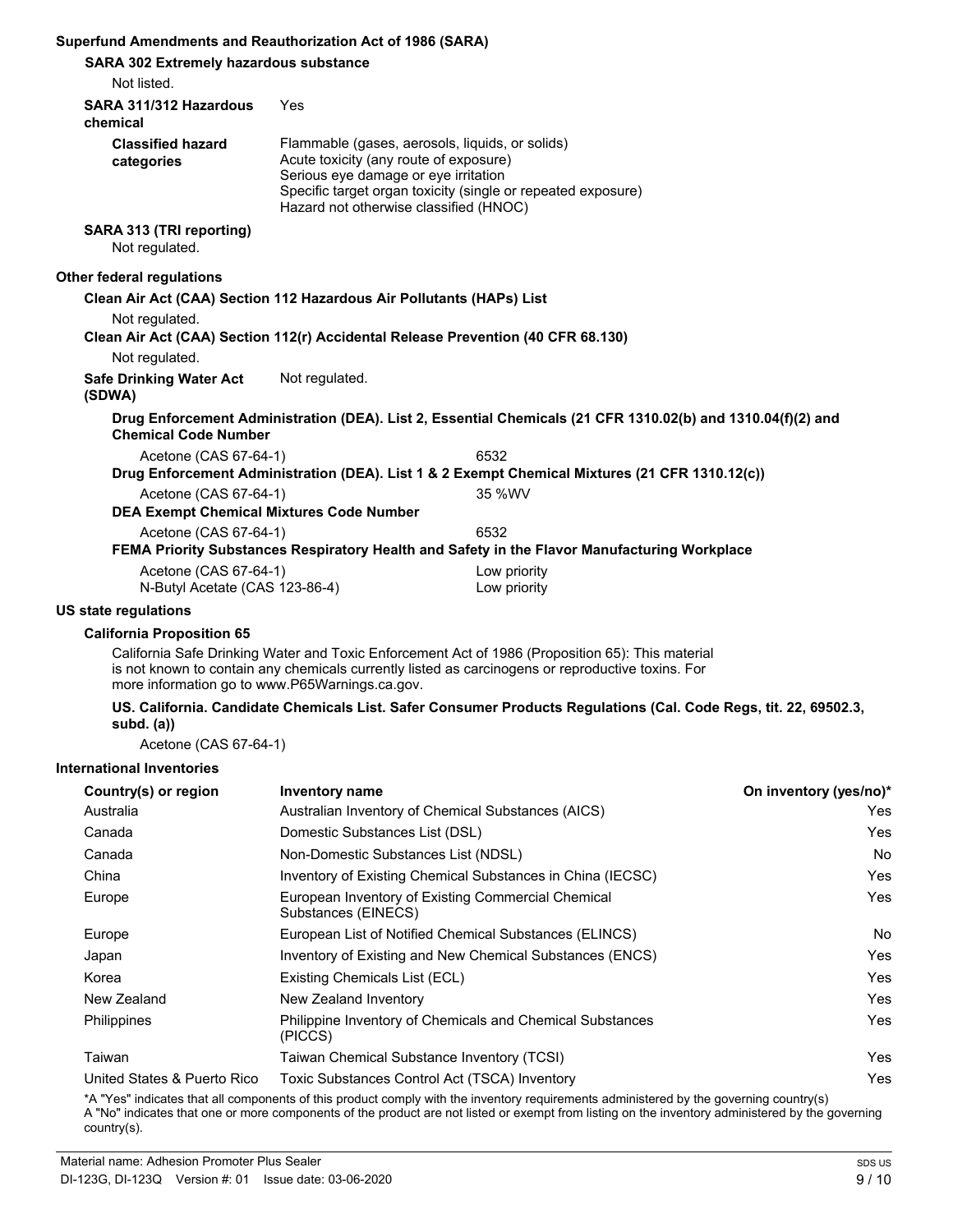## Superfund Amendments and Reauthorization Act of 1986 (SARA)

### SARA 302 Extremely hazardous substance

Not listed.

**SARA 311/312 Hazardous chemical** Yes

**Classified hazard categories**
Flammable (gases, aerosols, liquids, or solids)
Acute toxicity (any route of exposure)
Serious eye damage or eye irritation
Specific target organ toxicity (single or repeated exposure)
Hazard not otherwise classified (HNOC)

### SARA 313 (TRI reporting)

Not regulated.

## Other federal regulations

### Clean Air Act (CAA) Section 112 Hazardous Air Pollutants (HAPs) List

Not regulated.

### Clean Air Act (CAA) Section 112(r) Accidental Release Prevention (40 CFR 68.130)

Not regulated.

**Safe Drinking Water Act (SDWA)** Not regulated.

### Drug Enforcement Administration (DEA). List 2, Essential Chemicals (21 CFR 1310.02(b) and 1310.04(f)(2) and Chemical Code Number

Acetone (CAS 67-64-1) 6532

### Drug Enforcement Administration (DEA). List 1 & 2 Exempt Chemical Mixtures (21 CFR 1310.12(c))

Acetone (CAS 67-64-1) 35 %WV

### DEA Exempt Chemical Mixtures Code Number

Acetone (CAS 67-64-1) 6532

### FEMA Priority Substances Respiratory Health and Safety in the Flavor Manufacturing Workplace

Acetone (CAS 67-64-1) Low priority
N-Butyl Acetate (CAS 123-86-4) Low priority

## US state regulations

### California Proposition 65

California Safe Drinking Water and Toxic Enforcement Act of 1986 (Proposition 65): This material is not known to contain any chemicals currently listed as carcinogens or reproductive toxins. For more information go to www.P65Warnings.ca.gov.

### US. California. Candidate Chemicals List. Safer Consumer Products Regulations (Cal. Code Regs, tit. 22, 69502.3, subd. (a))

Acetone (CAS 67-64-1)

## International Inventories

| Country(s) or region | Inventory name | On inventory (yes/no)* |
|---|---|---|
| Australia | Australian Inventory of Chemical Substances (AICS) | Yes |
| Canada | Domestic Substances List (DSL) | Yes |
| Canada | Non-Domestic Substances List (NDSL) | No |
| China | Inventory of Existing Chemical Substances in China (IECSC) | Yes |
| Europe | European Inventory of Existing Commercial Chemical Substances (EINECS) | Yes |
| Europe | European List of Notified Chemical Substances (ELINCS) | No |
| Japan | Inventory of Existing and New Chemical Substances (ENCS) | Yes |
| Korea | Existing Chemicals List (ECL) | Yes |
| New Zealand | New Zealand Inventory | Yes |
| Philippines | Philippine Inventory of Chemicals and Chemical Substances (PICCS) | Yes |
| Taiwan | Taiwan Chemical Substance Inventory (TCSI) | Yes |
| United States & Puerto Rico | Toxic Substances Control Act (TSCA) Inventory | Yes |

*A "Yes" indicates that all components of this product comply with the inventory requirements administered by the governing country(s)
A "No" indicates that one or more components of the product are not listed or exempt from listing on the inventory administered by the governing country(s).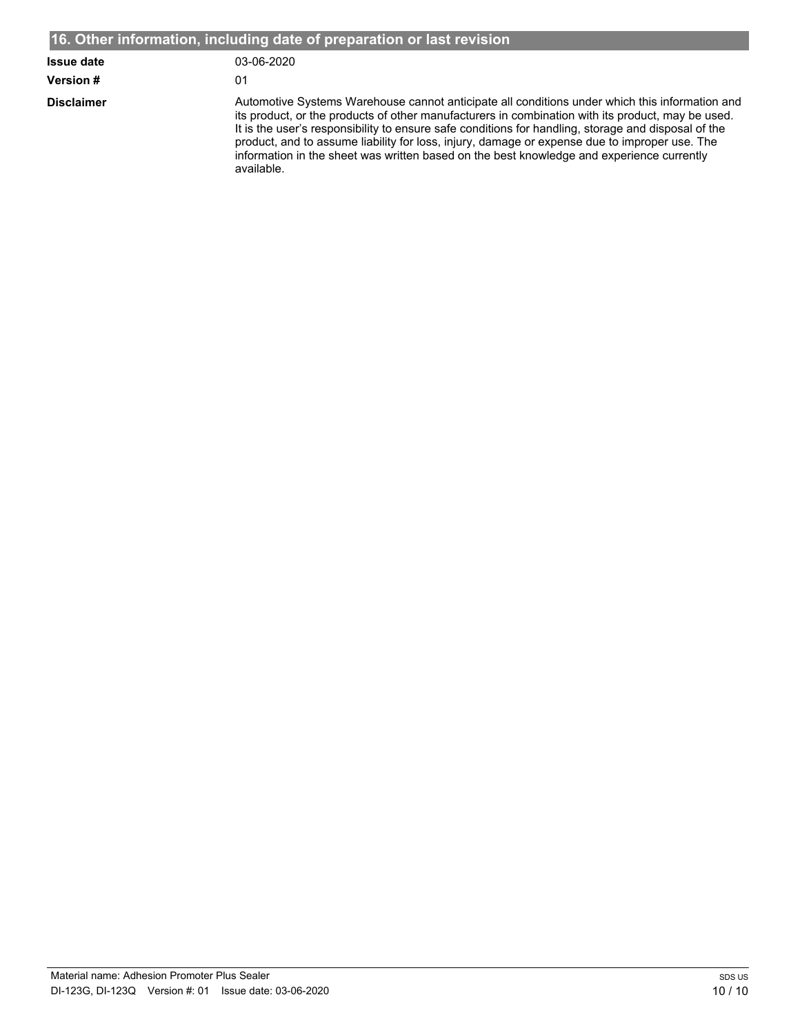## 16. Other information, including date of preparation or last revision

**Issue date** 03-06-2020

**Version #** 01

**Disclaimer** Automotive Systems Warehouse cannot anticipate all conditions under which this information and its product, or the products of other manufacturers in combination with its product, may be used. It is the user's responsibility to ensure safe conditions for handling, storage and disposal of the product, and to assume liability for loss, injury, damage or expense due to improper use. The information in the sheet was written based on the best knowledge and experience currently available.